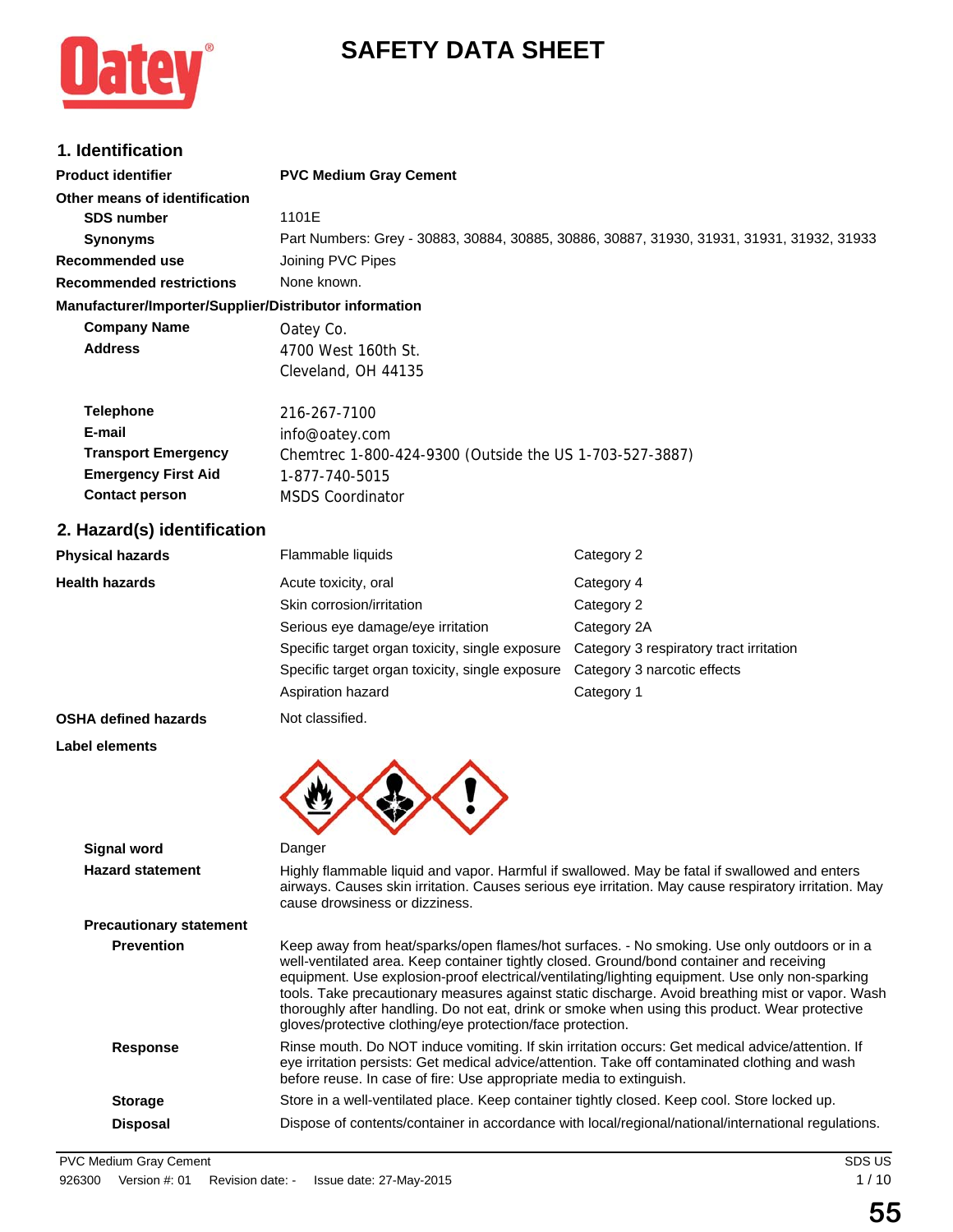# SAFETY DATA SHEET

## 1. Identification

| | |
|---|---|
| **Product identifier** | **PVC Medium Gray Cement** |
| **Other means of identification** | |
| **SDS number** | 1101E |
| **Synonyms** | Part Numbers: Grey - 30883, 30884, 30885, 30886, 30887, 31930, 31931, 31931, 31932, 31933 |
| **Recommended use** | Joining PVC Pipes |
| **Recommended restrictions** | None known. |

**Manufacturer/Importer/Supplier/Distributor information**

| | |
|---|---|
| **Company Name** | Oatey Co. |
| **Address** | 4700 West 160th St.<br>Cleveland, OH 44135 |
| **Telephone** | 216-267-7100 |
| **E-mail** | info@oatey.com |
| **Transport Emergency** | Chemtrec 1-800-424-9300 (Outside the US 1-703-527-3887) |
| **Emergency First Aid** | 1-877-740-5015 |
| **Contact person** | MSDS Coordinator |

## 2. Hazard(s) identification

| | | |
|---|---|---|
| **Physical hazards** | Flammable liquids | Category 2 |
| **Health hazards** | Acute toxicity, oral | Category 4 |
| | Skin corrosion/irritation | Category 2 |
| | Serious eye damage/eye irritation | Category 2A |
| | Specific target organ toxicity, single exposure | Category 3 respiratory tract irritation |
| | Specific target organ toxicity, single exposure | Category 3 narcotic effects |
| | Aspiration hazard | Category 1 |
| **OSHA defined hazards** | Not classified. | |

**Label elements**

**Signal word** Danger

**Hazard statement** Highly flammable liquid and vapor. Harmful if swallowed. May be fatal if swallowed and enters airways. Causes skin irritation. Causes serious eye irritation. May cause respiratory irritation. May cause drowsiness or dizziness.

**Precautionary statement**

**Prevention** Keep away from heat/sparks/open flames/hot surfaces. - No smoking. Use only outdoors or in a well-ventilated area. Keep container tightly closed. Ground/bond container and receiving equipment. Use explosion-proof electrical/ventilating/lighting equipment. Use only non-sparking tools. Take precautionary measures against static discharge. Avoid breathing mist or vapor. Wash thoroughly after handling. Do not eat, drink or smoke when using this product. Wear protective gloves/protective clothing/eye protection/face protection.

**Response** Rinse mouth. Do NOT induce vomiting. If skin irritation occurs: Get medical advice/attention. If eye irritation persists: Get medical advice/attention. Take off contaminated clothing and wash before reuse. In case of fire: Use appropriate media to extinguish.

**Storage** Store in a well-ventilated place. Keep container tightly closed. Keep cool. Store locked up.

**Disposal** Dispose of contents/container in accordance with local/regional/national/international regulations.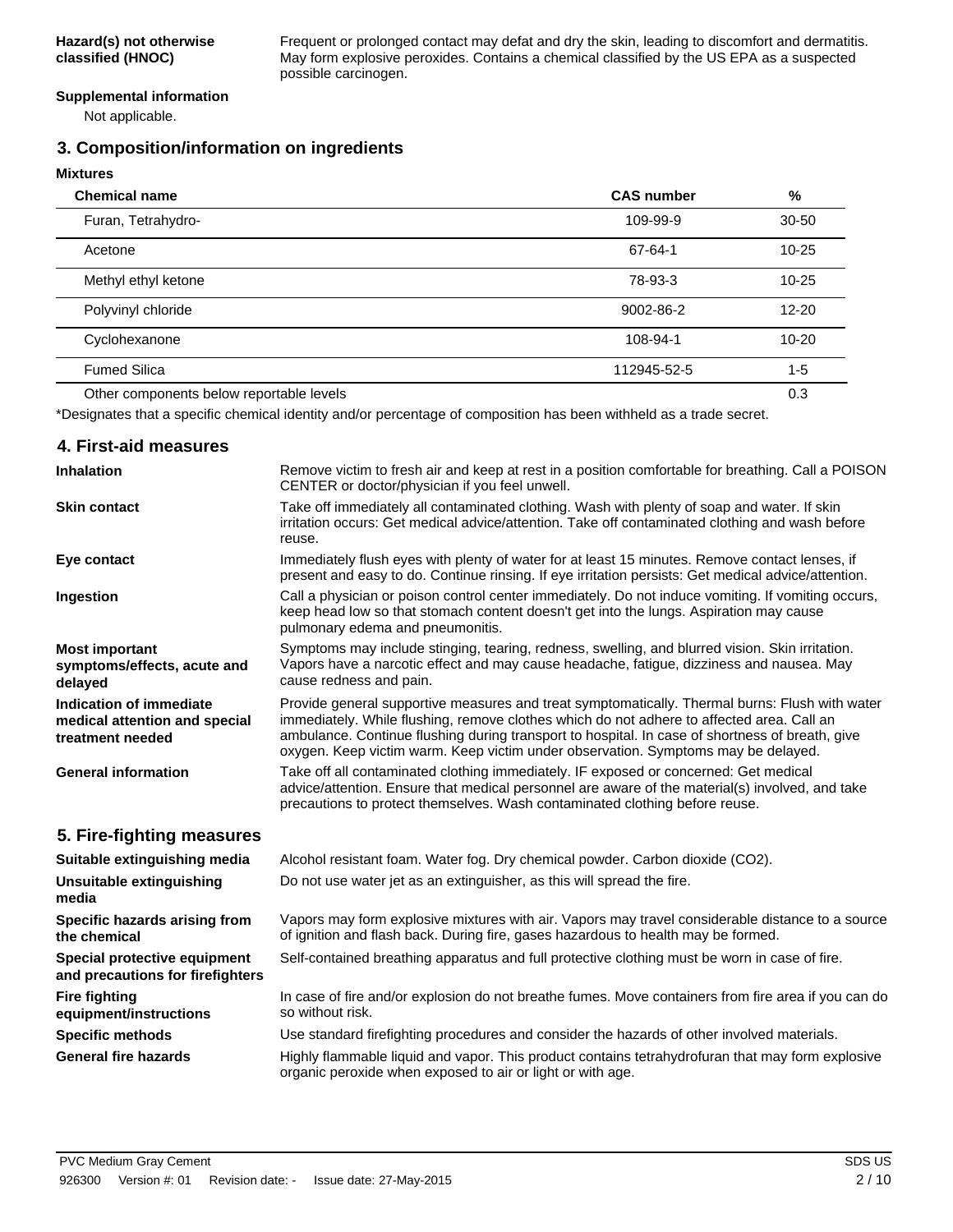**Hazard(s) not otherwise classified (HNOC)**

Frequent or prolonged contact may defat and dry the skin, leading to discomfort and dermatitis. May form explosive peroxides. Contains a chemical classified by the US EPA as a suspected possible carcinogen.

**Supplemental information**

Not applicable.

## 3. Composition/information on ingredients

**Mixtures**

| Chemical name | CAS number | % |
|---|---|---|
| Furan, Tetrahydro- | 109-99-9 | 30-50 |
| Acetone | 67-64-1 | 10-25 |
| Methyl ethyl ketone | 78-93-3 | 10-25 |
| Polyvinyl chloride | 9002-86-2 | 12-20 |
| Cyclohexanone | 108-94-1 | 10-20 |
| Fumed Silica | 112945-52-5 | 1-5 |
| Other components below reportable levels | | 0.3 |

*Designates that a specific chemical identity and/or percentage of composition has been withheld as a trade secret.

## 4. First-aid measures

**Inhalation**

Remove victim to fresh air and keep at rest in a position comfortable for breathing. Call a POISON CENTER or doctor/physician if you feel unwell.

**Skin contact**

Take off immediately all contaminated clothing. Wash with plenty of soap and water. If skin irritation occurs: Get medical advice/attention. Take off contaminated clothing and wash before reuse.

**Eye contact**

Immediately flush eyes with plenty of water for at least 15 minutes. Remove contact lenses, if present and easy to do. Continue rinsing. If eye irritation persists: Get medical advice/attention.

**Ingestion**

Call a physician or poison control center immediately. Do not induce vomiting. If vomiting occurs, keep head low so that stomach content doesn't get into the lungs. Aspiration may cause pulmonary edema and pneumonitis.

**Most important symptoms/effects, acute and delayed**

Symptoms may include stinging, tearing, redness, swelling, and blurred vision. Skin irritation. Vapors have a narcotic effect and may cause headache, fatigue, dizziness and nausea. May cause redness and pain.

**Indication of immediate medical attention and special treatment needed**

Provide general supportive measures and treat symptomatically. Thermal burns: Flush with water immediately. While flushing, remove clothes which do not adhere to affected area. Call an ambulance. Continue flushing during transport to hospital. In case of shortness of breath, give oxygen. Keep victim warm. Keep victim under observation. Symptoms may be delayed.

**General information**

Take off all contaminated clothing immediately. IF exposed or concerned: Get medical advice/attention. Ensure that medical personnel are aware of the material(s) involved, and take precautions to protect themselves. Wash contaminated clothing before reuse.

## 5. Fire-fighting measures

**Suitable extinguishing media**

Alcohol resistant foam. Water fog. Dry chemical powder. Carbon dioxide ($CO_2$).

**Unsuitable extinguishing media**

Do not use water jet as an extinguisher, as this will spread the fire.

**Specific hazards arising from the chemical**

Vapors may form explosive mixtures with air. Vapors may travel considerable distance to a source of ignition and flash back. During fire, gases hazardous to health may be formed.

**Special protective equipment and precautions for firefighters**

Self-contained breathing apparatus and full protective clothing must be worn in case of fire.

**Fire fighting equipment/instructions**

In case of fire and/or explosion do not breathe fumes. Move containers from fire area if you can do so without risk.

**Specific methods**

Use standard firefighting procedures and consider the hazards of other involved materials.

**General fire hazards**

Highly flammable liquid and vapor. This product contains tetrahydrofuran that may form explosive organic peroxide when exposed to air or light or with age.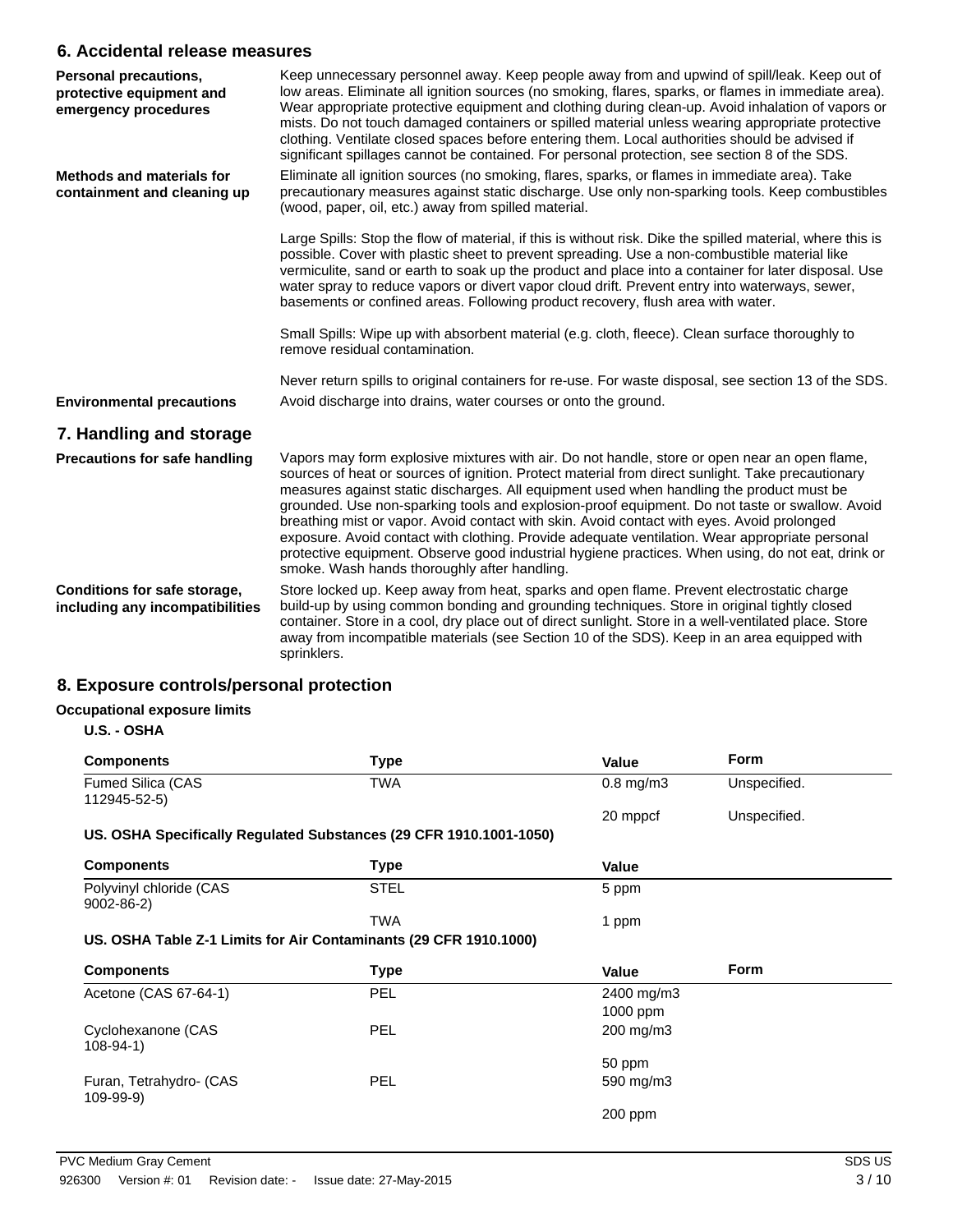## 6. Accidental release measures

**Personal precautions, protective equipment and emergency procedures**

Keep unnecessary personnel away. Keep people away from and upwind of spill/leak. Keep out of low areas. Eliminate all ignition sources (no smoking, flares, sparks, or flames in immediate area). Wear appropriate protective equipment and clothing during clean-up. Avoid inhalation of vapors or mists. Do not touch damaged containers or spilled material unless wearing appropriate protective clothing. Ventilate closed spaces before entering them. Local authorities should be advised if significant spillages cannot be contained. For personal protection, see section 8 of the SDS.

**Methods and materials for containment and cleaning up**

Eliminate all ignition sources (no smoking, flares, sparks, or flames in immediate area). Take precautionary measures against static discharge. Use only non-sparking tools. Keep combustibles (wood, paper, oil, etc.) away from spilled material.

Large Spills: Stop the flow of material, if this is without risk. Dike the spilled material, where this is possible. Cover with plastic sheet to prevent spreading. Use a non-combustible material like vermiculite, sand or earth to soak up the product and place into a container for later disposal. Use water spray to reduce vapors or divert vapor cloud drift. Prevent entry into waterways, sewer, basements or confined areas. Following product recovery, flush area with water.

Small Spills: Wipe up with absorbent material (e.g. cloth, fleece). Clean surface thoroughly to remove residual contamination.

Never return spills to original containers for re-use. For waste disposal, see section 13 of the SDS.

**Environmental precautions**

Avoid discharge into drains, water courses or onto the ground.

## 7. Handling and storage

**Precautions for safe handling**

Vapors may form explosive mixtures with air. Do not handle, store or open near an open flame, sources of heat or sources of ignition. Protect material from direct sunlight. Take precautionary measures against static discharges. All equipment used when handling the product must be grounded. Use non-sparking tools and explosion-proof equipment. Do not taste or swallow. Avoid breathing mist or vapor. Avoid contact with skin. Avoid contact with eyes. Avoid prolonged exposure. Avoid contact with clothing. Provide adequate ventilation. Wear appropriate personal protective equipment. Observe good industrial hygiene practices. When using, do not eat, drink or smoke. Wash hands thoroughly after handling.

**Conditions for safe storage, including any incompatibilities**

Store locked up. Keep away from heat, sparks and open flame. Prevent electrostatic charge build-up by using common bonding and grounding techniques. Store in original tightly closed container. Store in a cool, dry place out of direct sunlight. Store in a well-ventilated place. Store away from incompatible materials (see Section 10 of the SDS). Keep in an area equipped with sprinklers.

## 8. Exposure controls/personal protection

**Occupational exposure limits**

**U.S. - OSHA**

| Components | Type | Value | Form |
|---|---|---|---|
| Fumed Silica (CAS 112945-52-5) | TWA | 0.8 mg/m3 | Unspecified. |
| | | 20 mppcf | Unspecified. |

**US. OSHA Specifically Regulated Substances (29 CFR 1910.1001-1050)**

| Components | Type | Value |
|---|---|---|
| Polyvinyl chloride (CAS 9002-86-2) | STEL | 5 ppm |
| | TWA | 1 ppm |

**US. OSHA Table Z-1 Limits for Air Contaminants (29 CFR 1910.1000)**

| Components | Type | Value | Form |
|---|---|---|---|
| Acetone (CAS 67-64-1) | PEL | 2400 mg/m3 | |
| | | 1000 ppm | |
| Cyclohexanone (CAS 108-94-1) | PEL | 200 mg/m3 | |
| | | 50 ppm | |
| Furan, Tetrahydro- (CAS 109-99-9) | PEL | 590 mg/m3 | |
| | | 200 ppm | |

PVC Medium Gray Cement

926300 Version #: 01 Revision date: - Issue date: 27-May-2015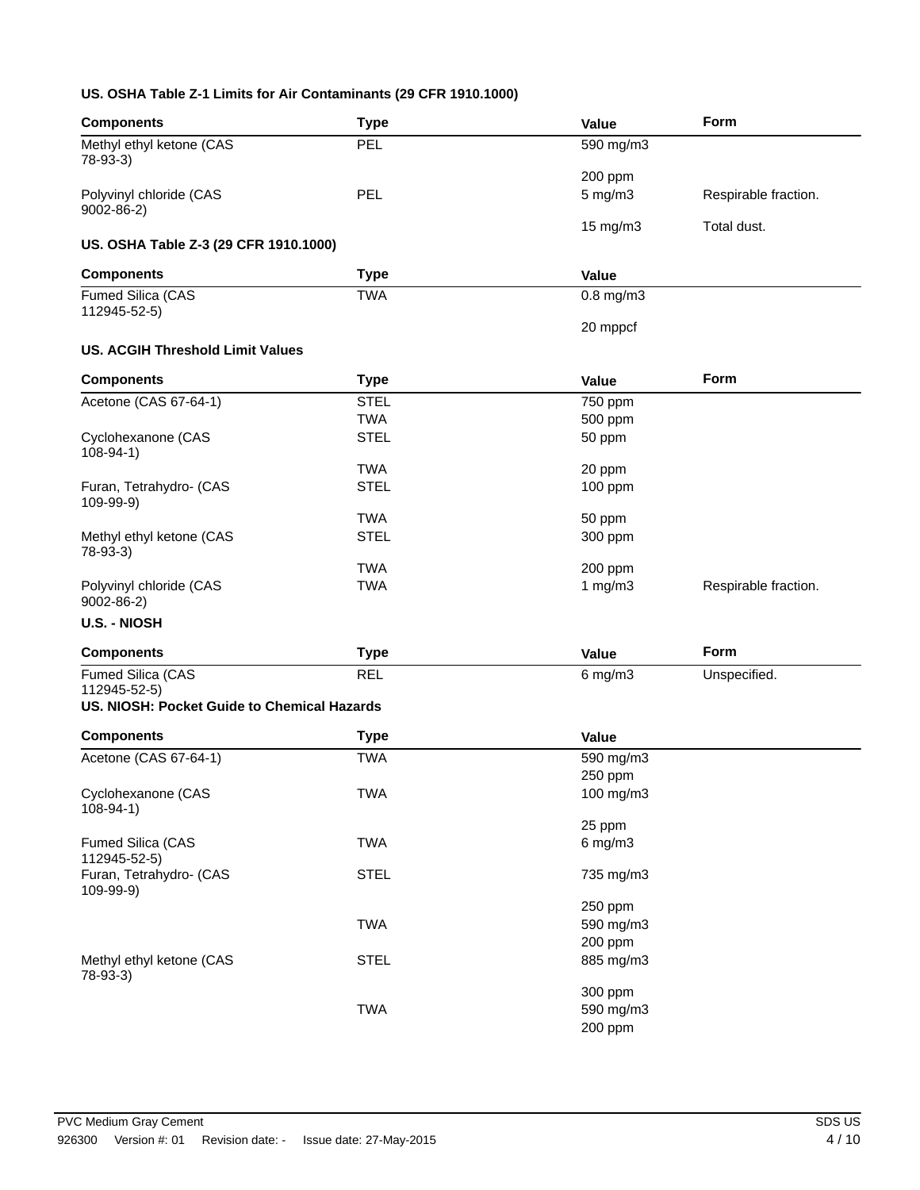**US. OSHA Table Z-1 Limits for Air Contaminants (29 CFR 1910.1000)**

| Components | Type | Value | Form |
| --- | --- | --- | --- |
| Methyl ethyl ketone (CAS 78-93-3) | PEL | 590 mg/m3 | |
| | | 200 ppm | |
| Polyvinyl chloride (CAS 9002-86-2) | PEL | 5 mg/m3 | Respirable fraction. |
| | | 15 mg/m3 | Total dust. |

**US. OSHA Table Z-3 (29 CFR 1910.1000)**

| Components | Type | Value |
| --- | --- | --- |
| Fumed Silica (CAS 112945-52-5) | TWA | 0.8 mg/m3 |
| | | 20 mppcf |

**US. ACGIH Threshold Limit Values**

| Components | Type | Value | Form |
| --- | --- | --- | --- |
| Acetone (CAS 67-64-1) | STEL | 750 ppm | |
| | TWA | 500 ppm | |
| Cyclohexanone (CAS 108-94-1) | STEL | 50 ppm | |
| | TWA | 20 ppm | |
| Furan, Tetrahydro- (CAS 109-99-9) | STEL | 100 ppm | |
| | TWA | 50 ppm | |
| Methyl ethyl ketone (CAS 78-93-3) | STEL | 300 ppm | |
| | TWA | 200 ppm | |
| Polyvinyl chloride (CAS 9002-86-2) | TWA | 1 mg/m3 | Respirable fraction. |

**U.S. - NIOSH**

| Components | Type | Value | Form |
| --- | --- | --- | --- |
| Fumed Silica (CAS 112945-52-5) | REL | 6 mg/m3 | Unspecified. |

**US. NIOSH: Pocket Guide to Chemical Hazards**

| Components | Type | Value |
| --- | --- | --- |
| Acetone (CAS 67-64-1) | TWA | 590 mg/m3 |
| | | 250 ppm |
| Cyclohexanone (CAS 108-94-1) | TWA | 100 mg/m3 |
| | | 25 ppm |
| Fumed Silica (CAS 112945-52-5) | TWA | 6 mg/m3 |
| Furan, Tetrahydro- (CAS 109-99-9) | STEL | 735 mg/m3 |
| | | 250 ppm |
| | TWA | 590 mg/m3 |
| | | 200 ppm |
| Methyl ethyl ketone (CAS 78-93-3) | STEL | 885 mg/m3 |
| | | 300 ppm |
| | TWA | 590 mg/m3 |
| | | 200 ppm |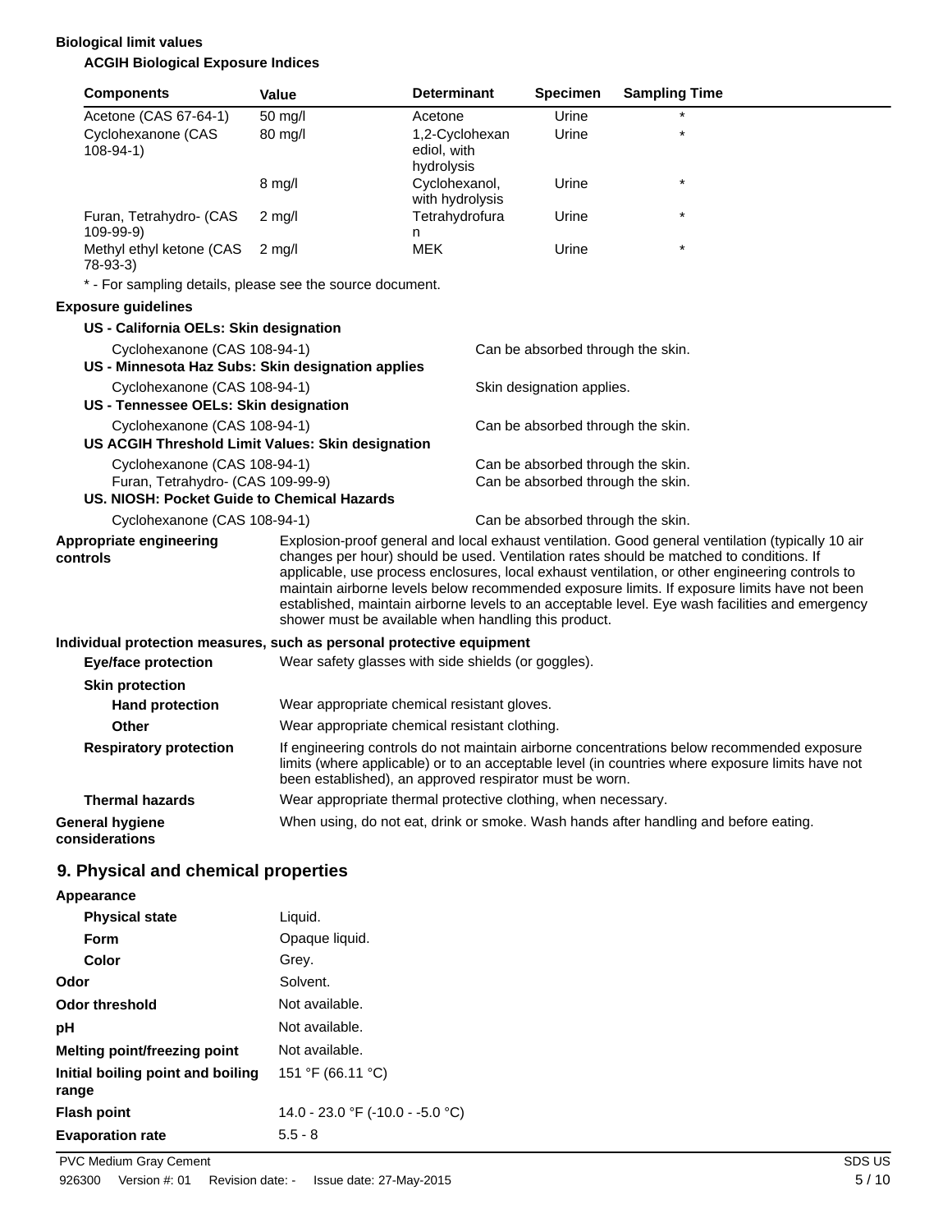**Biological limit values**

**ACGIH Biological Exposure Indices**

| Components | Value | Determinant | Specimen | Sampling Time |
|---|---|---|---|---|
| Acetone (CAS 67-64-1) | 50 mg/l | Acetone | Urine | * |
| Cyclohexanone (CAS 108-94-1) | 80 mg/l | 1,2-Cyclohexanediol, with hydrolysis | Urine | * |
| | 8 mg/l | Cyclohexanol, with hydrolysis | Urine | * |
| Furan, Tetrahydro- (CAS 109-99-9) | 2 mg/l | Tetrahydrofuran | Urine | * |
| Methyl ethyl ketone (CAS 78-93-3) | 2 mg/l | MEK | Urine | * |

* - For sampling details, please see the source document.

**Exposure guidelines**

**US - California OELs: Skin designation**

| | |
|---|---|
| Cyclohexanone (CAS 108-94-1) | Can be absorbed through the skin. |

**US - Minnesota Haz Subs: Skin designation applies**

| | |
|---|---|
| Cyclohexanone (CAS 108-94-1) | Skin designation applies. |

**US - Tennessee OELs: Skin designation**

| | |
|---|---|
| Cyclohexanone (CAS 108-94-1) | Can be absorbed through the skin. |

**US ACGIH Threshold Limit Values: Skin designation**

| | |
|---|---|
| Cyclohexanone (CAS 108-94-1) | Can be absorbed through the skin. |
| Furan, Tetrahydro- (CAS 109-99-9) | Can be absorbed through the skin. |

**US. NIOSH: Pocket Guide to Chemical Hazards**

| | |
|---|---|
| Cyclohexanone (CAS 108-94-1) | Can be absorbed through the skin. |

**Appropriate engineering controls**: Explosion-proof general and local exhaust ventilation. Good general ventilation (typically 10 air changes per hour) should be used. Ventilation rates should be matched to conditions. If applicable, use process enclosures, local exhaust ventilation, or other engineering controls to maintain airborne levels below recommended exposure limits. If exposure limits have not been established, maintain airborne levels to an acceptable level. Eye wash facilities and emergency shower must be available when handling this product.

**Individual protection measures, such as personal protective equipment**

**Eye/face protection**: Wear safety glasses with side shields (or goggles).

**Skin protection**

**Hand protection**: Wear appropriate chemical resistant gloves.

**Other**: Wear appropriate chemical resistant clothing.

**Respiratory protection**: If engineering controls do not maintain airborne concentrations below recommended exposure limits (where applicable) or to an acceptable level (in countries where exposure limits have not been established), an approved respirator must be worn.

**Thermal hazards**: Wear appropriate thermal protective clothing, when necessary.

**General hygiene considerations**: When using, do not eat, drink or smoke. Wash hands after handling and before eating.

## 9. Physical and chemical properties

**Appearance**

| | |
|---|---|
| **Physical state** | Liquid. |
| **Form** | Opaque liquid. |
| **Color** | Grey. |
| **Odor** | Solvent. |
| **Odor threshold** | Not available. |
| **pH** | Not available. |
| **Melting point/freezing point** | Not available. |
| **Initial boiling point and boiling range** | 151 °F (66.11 °C) |
| **Flash point** | 14.0 - 23.0 °F (-10.0 - -5.0 °C) |
| **Evaporation rate** | 5.5 - 8 |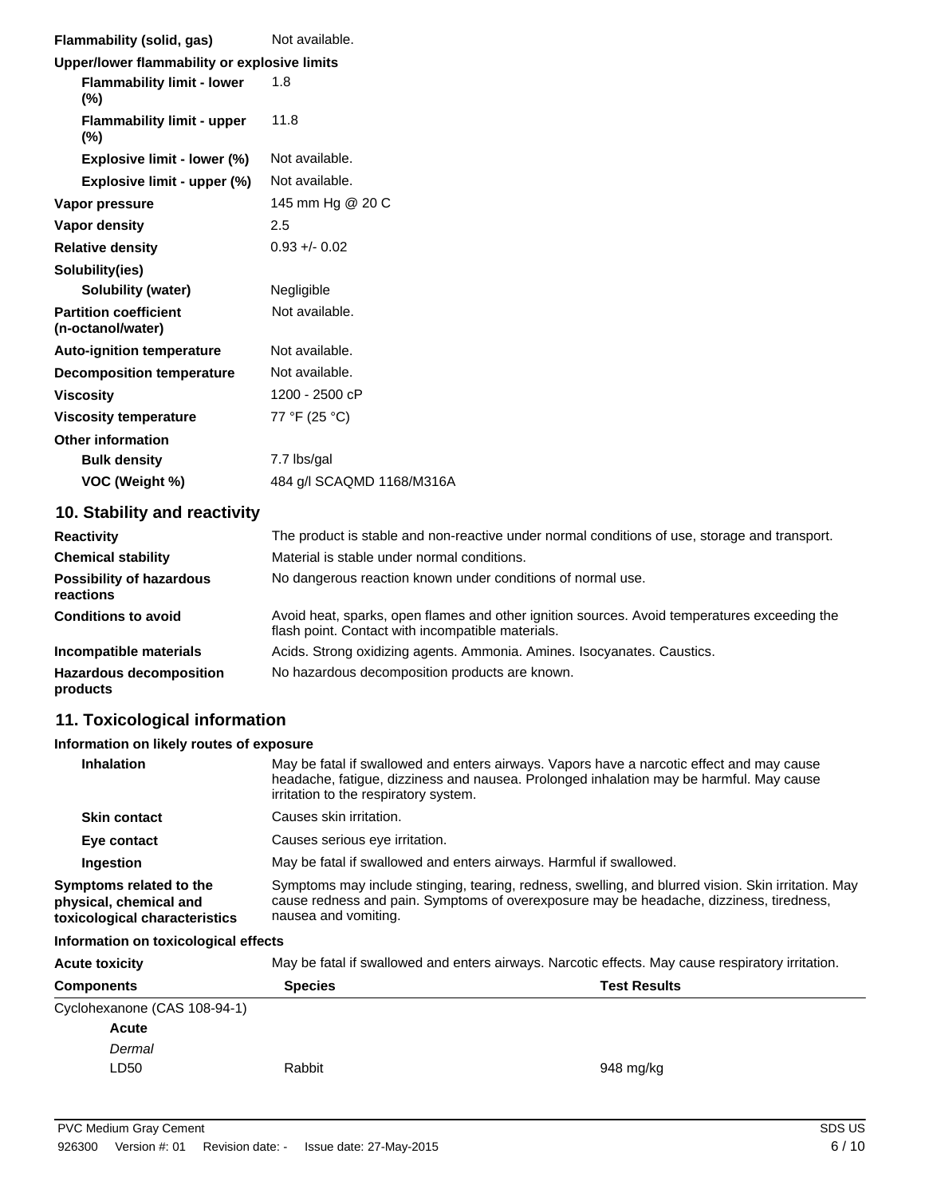| | |
|---|---|
| **Flammability (solid, gas)** | Not available. |
| **Upper/lower flammability or explosive limits** | |
| **Flammability limit - lower (%)** | 1.8 |
| **Flammability limit - upper (%)** | 11.8 |
| **Explosive limit - lower (%)** | Not available. |
| **Explosive limit - upper (%)** | Not available. |
| **Vapor pressure** | 145 mm Hg @ 20 C |
| **Vapor density** | 2.5 |
| **Relative density** | 0.93 +/- 0.02 |
| **Solubility(ies)** | |
| **Solubility (water)** | Negligible |
| **Partition coefficient (n-octanol/water)** | Not available. |
| **Auto-ignition temperature** | Not available. |
| **Decomposition temperature** | Not available. |
| **Viscosity** | 1200 - 2500 cP |
| **Viscosity temperature** | 77 °F (25 °C) |
| **Other information** | |
| **Bulk density** | 7.7 lbs/gal |
| **VOC (Weight %)** | 484 g/l SCAQMD 1168/M316A |

## 10. Stability and reactivity

| | |
|---|---|
| **Reactivity** | The product is stable and non-reactive under normal conditions of use, storage and transport. |
| **Chemical stability** | Material is stable under normal conditions. |
| **Possibility of hazardous reactions** | No dangerous reaction known under conditions of normal use. |
| **Conditions to avoid** | Avoid heat, sparks, open flames and other ignition sources. Avoid temperatures exceeding the flash point. Contact with incompatible materials. |
| **Incompatible materials** | Acids. Strong oxidizing agents. Ammonia. Amines. Isocyanates. Caustics. |
| **Hazardous decomposition products** | No hazardous decomposition products are known. |

## 11. Toxicological information

**Information on likely routes of exposure**

| | |
|---|---|
| **Inhalation** | May be fatal if swallowed and enters airways. Vapors have a narcotic effect and may cause headache, fatigue, dizziness and nausea. Prolonged inhalation may be harmful. May cause irritation to the respiratory system. |
| **Skin contact** | Causes skin irritation. |
| **Eye contact** | Causes serious eye irritation. |
| **Ingestion** | May be fatal if swallowed and enters airways. Harmful if swallowed. |
| **Symptoms related to the physical, chemical and toxicological characteristics** | Symptoms may include stinging, tearing, redness, swelling, and blurred vision. Skin irritation. May cause redness and pain. Symptoms of overexposure may be headache, dizziness, tiredness, nausea and vomiting. |

**Information on toxicological effects**

**Acute toxicity** May be fatal if swallowed and enters airways. Narcotic effects. May cause respiratory irritation.

| Components | Species | Test Results |
|---|---|---|
| Cyclohexanone (CAS 108-94-1) | | |
| **Acute** | | |
| *Dermal* | | |
| LD50 | Rabbit | 948 mg/kg |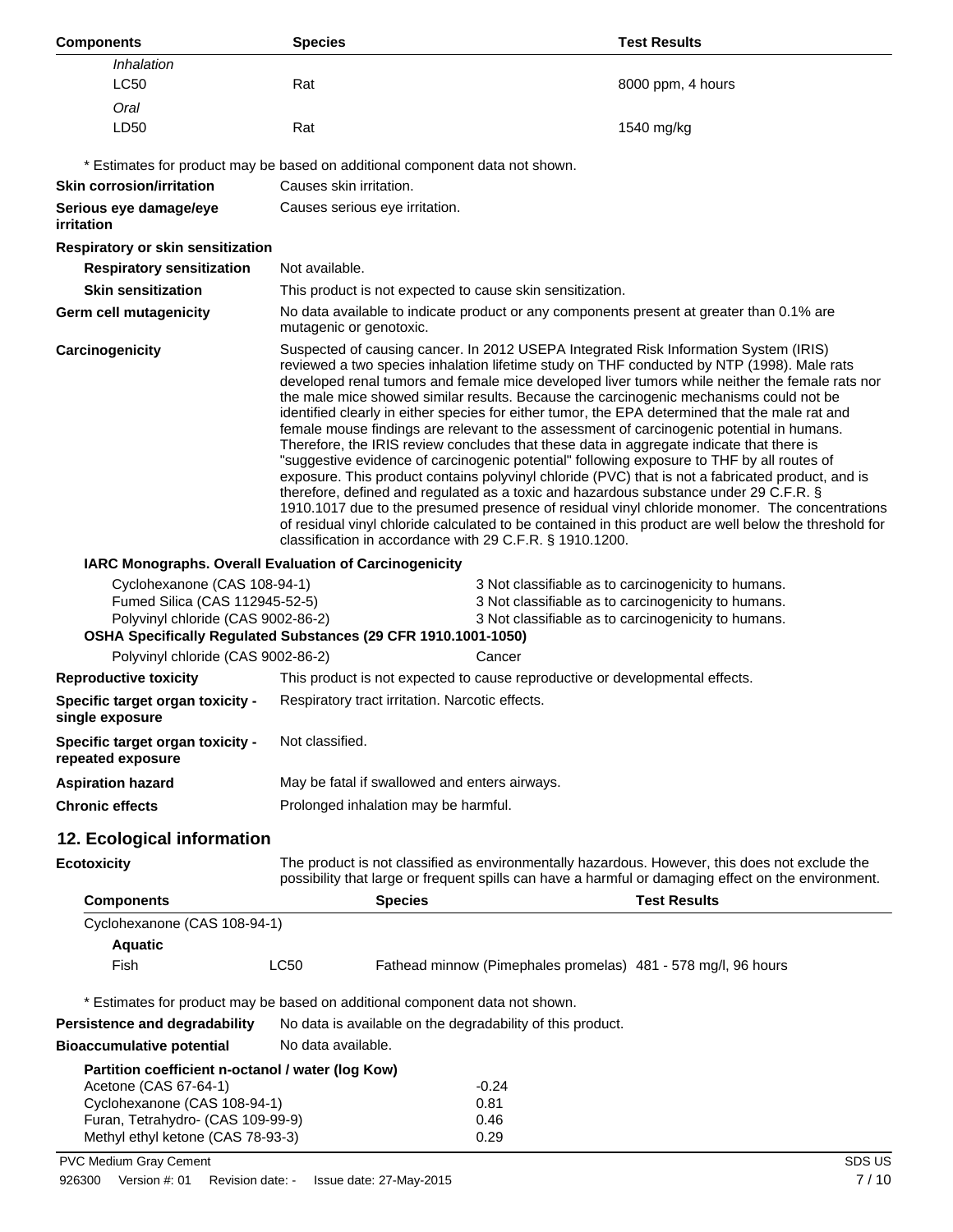| Components | Species | Test Results |
| --- | --- | --- |
| *Inhalation* | | |
| LC50 | Rat | 8000 ppm, 4 hours |
| *Oral* | | |
| LD50 | Rat | 1540 mg/kg |

* Estimates for product may be based on additional component data not shown.

**Skin corrosion/irritation** Causes skin irritation.

**Serious eye damage/eye irritation** Causes serious eye irritation.

**Respiratory or skin sensitization**

**Respiratory sensitization** Not available.

**Skin sensitization** This product is not expected to cause skin sensitization.

**Germ cell mutagenicity** No data available to indicate product or any components present at greater than 0.1% are mutagenic or genotoxic.

**Carcinogenicity** Suspected of causing cancer. In 2012 USEPA Integrated Risk Information System (IRIS) reviewed a two species inhalation lifetime study on THF conducted by NTP (1998). Male rats developed renal tumors and female mice developed liver tumors while neither the female rats nor the male mice showed similar results. Because the carcinogenic mechanisms could not be identified clearly in either species for either tumor, the EPA determined that the male rat and female mouse findings are relevant to the assessment of carcinogenic potential in humans. Therefore, the IRIS review concludes that these data in aggregate indicate that there is "suggestive evidence of carcinogenic potential" following exposure to THF by all routes of exposure. This product contains polyvinyl chloride (PVC) that is not a fabricated product, and is therefore, defined and regulated as a toxic and hazardous substance under 29 C.F.R. § 1910.1017 due to the presumed presence of residual vinyl chloride monomer. The concentrations of residual vinyl chloride calculated to be contained in this product are well below the threshold for classification in accordance with 29 C.F.R. § 1910.1200.

**IARC Monographs. Overall Evaluation of Carcinogenicity**

| | |
| --- | --- |
| Cyclohexanone (CAS 108-94-1) | 3 Not classifiable as to carcinogenicity to humans. |
| Fumed Silica (CAS 112945-52-5) | 3 Not classifiable as to carcinogenicity to humans. |
| Polyvinyl chloride (CAS 9002-86-2) | 3 Not classifiable as to carcinogenicity to humans. |

**OSHA Specifically Regulated Substances (29 CFR 1910.1001-1050)**

| | |
| --- | --- |
| Polyvinyl chloride (CAS 9002-86-2) | Cancer |

**Reproductive toxicity** This product is not expected to cause reproductive or developmental effects.

**Specific target organ toxicity - single exposure** Respiratory tract irritation. Narcotic effects.

**Specific target organ toxicity - repeated exposure** Not classified.

**Aspiration hazard** May be fatal if swallowed and enters airways.

**Chronic effects** Prolonged inhalation may be harmful.

## 12. Ecological information

**Ecotoxicity** The product is not classified as environmentally hazardous. However, this does not exclude the possibility that large or frequent spills can have a harmful or damaging effect on the environment.

| Components | | Species | Test Results |
| --- | --- | --- | --- |
| Cyclohexanone (CAS 108-94-1) | | | |
| **Aquatic** | | | |
| Fish | LC50 | Fathead minnow (Pimephales promelas) | 481 - 578 mg/l, 96 hours |

* Estimates for product may be based on additional component data not shown.

**Persistence and degradability** No data is available on the degradability of this product.

**Bioaccumulative potential** No data available.

**Partition coefficient n-octanol / water (log Kow)**

| | |
| --- | --- |
| Acetone (CAS 67-64-1) | -0.24 |
| Cyclohexanone (CAS 108-94-1) | 0.81 |
| Furan, Tetrahydro- (CAS 109-99-9) | 0.46 |
| Methyl ethyl ketone (CAS 78-93-3) | 0.29 |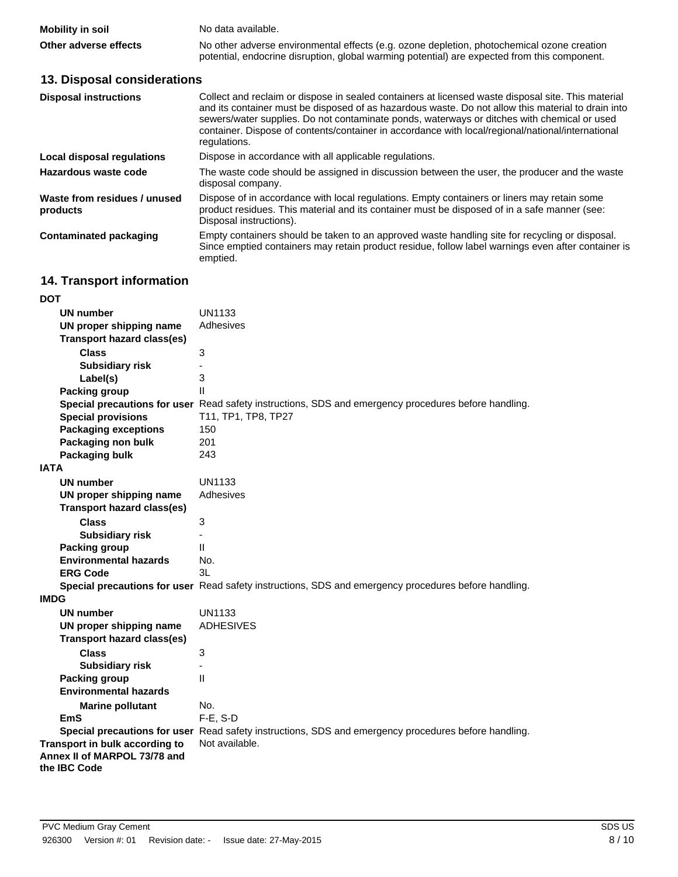**Mobility in soil** No data available.

**Other adverse effects** No other adverse environmental effects (e.g. ozone depletion, photochemical ozone creation potential, endocrine disruption, global warming potential) are expected from this component.

## 13. Disposal considerations

**Disposal instructions** Collect and reclaim or dispose in sealed containers at licensed waste disposal site. This material and its container must be disposed of as hazardous waste. Do not allow this material to drain into sewers/water supplies. Do not contaminate ponds, waterways or ditches with chemical or used container. Dispose of contents/container in accordance with local/regional/national/international regulations.

**Local disposal regulations** Dispose in accordance with all applicable regulations.

**Hazardous waste code** The waste code should be assigned in discussion between the user, the producer and the waste disposal company.

**Waste from residues / unused products** Dispose of in accordance with local regulations. Empty containers or liners may retain some product residues. This material and its container must be disposed of in a safe manner (see: Disposal instructions).

**Contaminated packaging** Empty containers should be taken to an approved waste handling site for recycling or disposal. Since emptied containers may retain product residue, follow label warnings even after container is emptied.

## 14. Transport information

**DOT**

- **UN number** UN1133
- **UN proper shipping name** Adhesives
- **Transport hazard class(es)**
  - **Class** 3
  - **Subsidiary risk** -
  - **Label(s)** 3
- **Packing group** II
- **Special precautions for user** Read safety instructions, SDS and emergency procedures before handling.
- **Special provisions** T11, TP1, TP8, TP27
- **Packaging exceptions** 150
- **Packaging non bulk** 201
- **Packaging bulk** 243

**IATA**

- **UN number** UN1133
- **UN proper shipping name** Adhesives
- **Transport hazard class(es)**
  - **Class** 3
  - **Subsidiary risk** -
- **Packing group** II
- **Environmental hazards** No.
- **ERG Code** 3L
- **Special precautions for user** Read safety instructions, SDS and emergency procedures before handling.

**IMDG**

- **UN number** UN1133
- **UN proper shipping name** ADHESIVES
- **Transport hazard class(es)**
  - **Class** 3
  - **Subsidiary risk** -
- **Packing group** II
- **Environmental hazards**
  - **Marine pollutant** No.
- **EmS** F-E, S-D
- **Special precautions for user** Read safety instructions, SDS and emergency procedures before handling.

**Transport in bulk according to Annex II of MARPOL 73/78 and the IBC Code** Not available.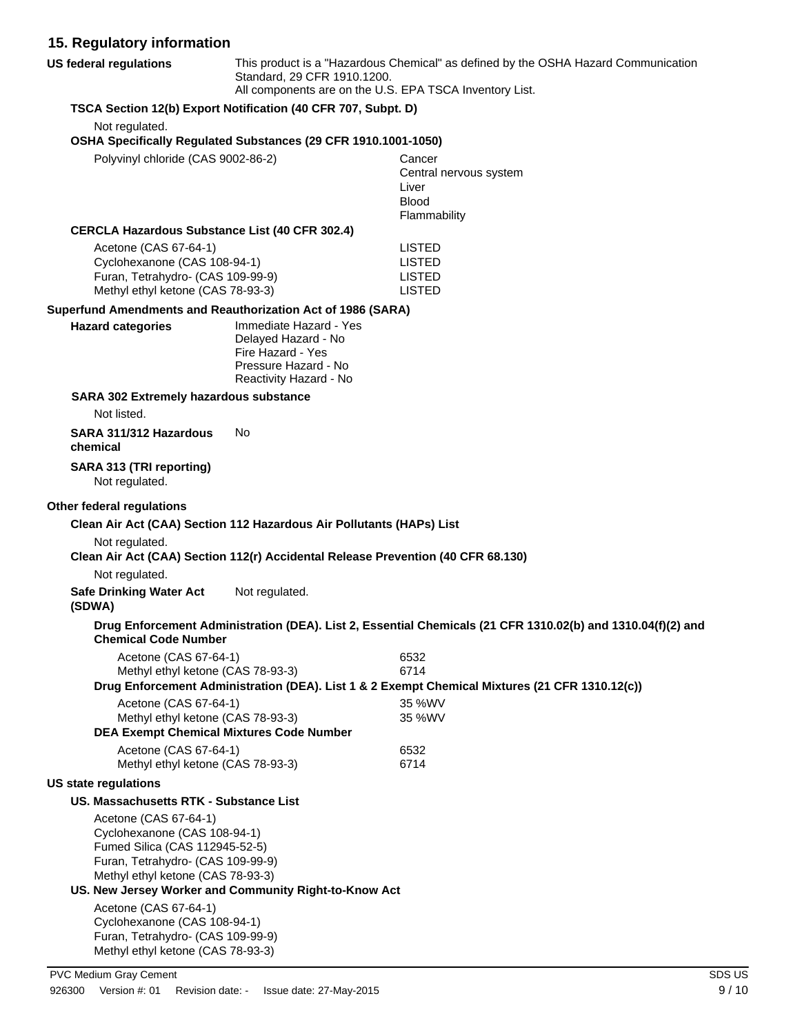## 15. Regulatory information

**US federal regulations**

This product is a "Hazardous Chemical" as defined by the OSHA Hazard Communication Standard, 29 CFR 1910.1200.
All components are on the U.S. EPA TSCA Inventory List.

**TSCA Section 12(b) Export Notification (40 CFR 707, Subpt. D)**

Not regulated.

**OSHA Specifically Regulated Substances (29 CFR 1910.1001-1050)**

| | |
|---|---|
| Polyvinyl chloride (CAS 9002-86-2) | Cancer<br>Central nervous system<br>Liver<br>Blood<br>Flammability |

**CERCLA Hazardous Substance List (40 CFR 302.4)**

| | |
|---|---|
| Acetone (CAS 67-64-1) | LISTED |
| Cyclohexanone (CAS 108-94-1) | LISTED |
| Furan, Tetrahydro- (CAS 109-99-9) | LISTED |
| Methyl ethyl ketone (CAS 78-93-3) | LISTED |

**Superfund Amendments and Reauthorization Act of 1986 (SARA)**

**Hazard categories**

Immediate Hazard - Yes
Delayed Hazard - No
Fire Hazard - Yes
Pressure Hazard - No
Reactivity Hazard - No

**SARA 302 Extremely hazardous substance**

Not listed.

**SARA 311/312 Hazardous chemical** No

**SARA 313 (TRI reporting)**

Not regulated.

**Other federal regulations**

**Clean Air Act (CAA) Section 112 Hazardous Air Pollutants (HAPs) List**

Not regulated.

**Clean Air Act (CAA) Section 112(r) Accidental Release Prevention (40 CFR 68.130)**

Not regulated.

**Safe Drinking Water Act (SDWA)** Not regulated.

**Drug Enforcement Administration (DEA). List 2, Essential Chemicals (21 CFR 1310.02(b) and 1310.04(f)(2) and Chemical Code Number**

| | |
|---|---|
| Acetone (CAS 67-64-1) | 6532 |
| Methyl ethyl ketone (CAS 78-93-3) | 6714 |

**Drug Enforcement Administration (DEA). List 1 & 2 Exempt Chemical Mixtures (21 CFR 1310.12(c))**

| | |
|---|---|
| Acetone (CAS 67-64-1) | 35 %WV |
| Methyl ethyl ketone (CAS 78-93-3) | 35 %WV |

**DEA Exempt Chemical Mixtures Code Number**

| | |
|---|---|
| Acetone (CAS 67-64-1) | 6532 |
| Methyl ethyl ketone (CAS 78-93-3) | 6714 |

**US state regulations**

**US. Massachusetts RTK - Substance List**

Acetone (CAS 67-64-1)
Cyclohexanone (CAS 108-94-1)
Fumed Silica (CAS 112945-52-5)
Furan, Tetrahydro- (CAS 109-99-9)
Methyl ethyl ketone (CAS 78-93-3)

**US. New Jersey Worker and Community Right-to-Know Act**

Acetone (CAS 67-64-1)
Cyclohexanone (CAS 108-94-1)
Furan, Tetrahydro- (CAS 109-99-9)
Methyl ethyl ketone (CAS 78-93-3)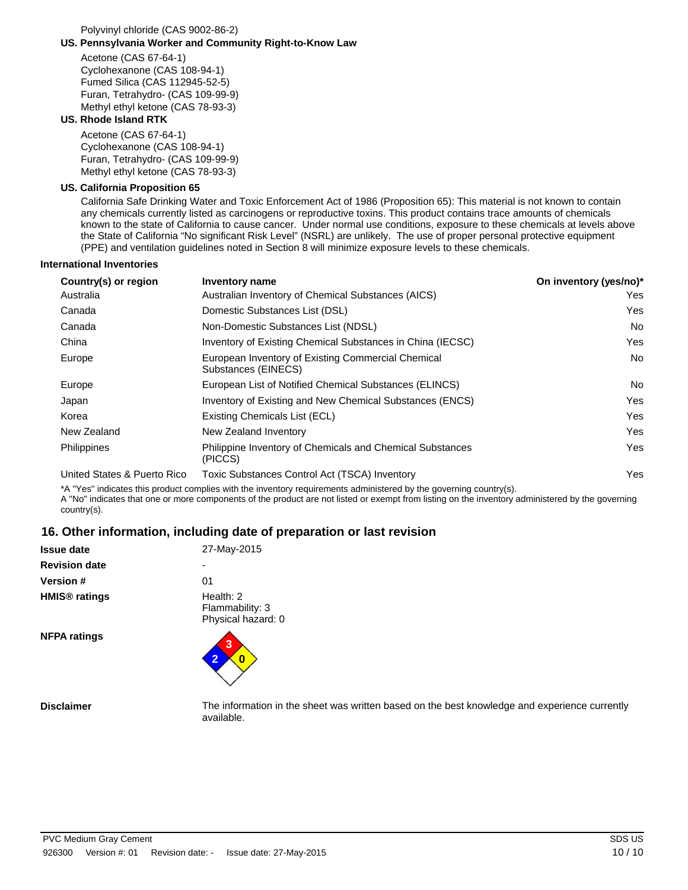Polyvinyl chloride (CAS 9002-86-2)

**US. Pennsylvania Worker and Community Right-to-Know Law**

Acetone (CAS 67-64-1)
Cyclohexanone (CAS 108-94-1)
Fumed Silica (CAS 112945-52-5)
Furan, Tetrahydro- (CAS 109-99-9)
Methyl ethyl ketone (CAS 78-93-3)

**US. Rhode Island RTK**

Acetone (CAS 67-64-1)
Cyclohexanone (CAS 108-94-1)
Furan, Tetrahydro- (CAS 109-99-9)
Methyl ethyl ketone (CAS 78-93-3)

**US. California Proposition 65**

California Safe Drinking Water and Toxic Enforcement Act of 1986 (Proposition 65): This material is not known to contain any chemicals currently listed as carcinogens or reproductive toxins. This product contains trace amounts of chemicals known to the state of California to cause cancer. Under normal use conditions, exposure to these chemicals at levels above the State of California "No significant Risk Level" (NSRL) are unlikely. The use of proper personal protective equipment (PPE) and ventilation guidelines noted in Section 8 will minimize exposure levels to these chemicals.

**International Inventories**

| Country(s) or region | Inventory name | On inventory (yes/no)* |
|---|---|---|
| Australia | Australian Inventory of Chemical Substances (AICS) | Yes |
| Canada | Domestic Substances List (DSL) | Yes |
| Canada | Non-Domestic Substances List (NDSL) | No |
| China | Inventory of Existing Chemical Substances in China (IECSC) | Yes |
| Europe | European Inventory of Existing Commercial Chemical Substances (EINECS) | No |
| Europe | European List of Notified Chemical Substances (ELINCS) | No |
| Japan | Inventory of Existing and New Chemical Substances (ENCS) | Yes |
| Korea | Existing Chemicals List (ECL) | Yes |
| New Zealand | New Zealand Inventory | Yes |
| Philippines | Philippine Inventory of Chemicals and Chemical Substances (PICCS) | Yes |
| United States & Puerto Rico | Toxic Substances Control Act (TSCA) Inventory | Yes |

*A "Yes" indicates this product complies with the inventory requirements administered by the governing country(s).
A "No" indicates that one or more components of the product are not listed or exempt from listing on the inventory administered by the governing country(s).

## 16. Other information, including date of preparation or last revision

**Issue date** 27-May-2015

**Revision date** -

**Version #** 01

**HMIS® ratings** Health: 2
Flammability: 3
Physical hazard: 0

**NFPA ratings**

3
2 0

**Disclaimer** The information in the sheet was written based on the best knowledge and experience currently available.